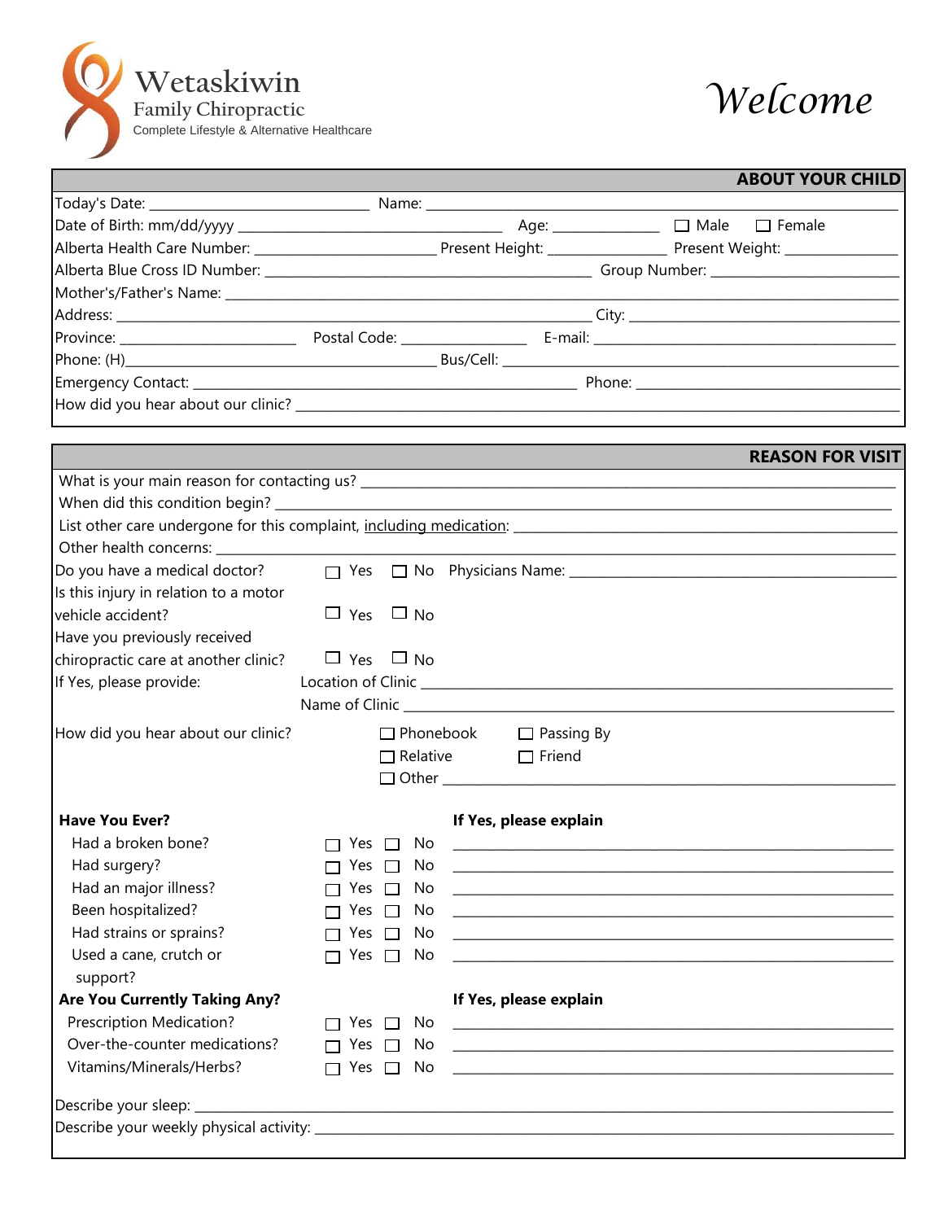# Wetaskiwin

Family Chiropractic

Complete Lifestyle & Alternative Healthcare

*Welcome*

## ABOUT YOUR CHILD

Today's Date: ____________________ Name: ____________________

Date of Birth: mm/dd/yyyy ____________________ Age: __________ ☐ Male ☐ Female

Alberta Health Care Number: ____________________ Present Height: __________ Present Weight: __________

Alberta Blue Cross ID Number: ____________________ Group Number: ____________________

Mother's/Father's Name: ____________________

Address: ____________________ City: ____________________

Province: ______________ Postal Code: ______________ E-mail: ____________________

Phone: (H)____________________ Bus/Cell: ____________________

Emergency Contact: ____________________ Phone: ____________________

How did you hear about our clinic? ____________________

## REASON FOR VISIT

What is your main reason for contacting us? ____________________

When did this condition begin? ____________________

List other care undergone for this complaint, including medication: ____________________

Other health concerns: ____________________

Do you have a medical doctor? ☐ Yes ☐ No Physicians Name: ____________________

Is this injury in relation to a motor vehicle accident? ☐ Yes ☐ No

Have you previously received chiropractic care at another clinic? ☐ Yes ☐ No

If Yes, please provide: Location of Clinic ____________________

Name of Clinic ____________________

How did you hear about our clinic? ☐ Phonebook ☐ Passing By ☐ Relative ☐ Friend ☐ Other ____________________

| **Have You Ever?** | | **If Yes, please explain** |
|---|---|---|
| Had a broken bone? | ☐ Yes ☐ No | ____________________ |
| Had surgery? | ☐ Yes ☐ No | ____________________ |
| Had an major illness? | ☐ Yes ☐ No | ____________________ |
| Been hospitalized? | ☐ Yes ☐ No | ____________________ |
| Had strains or sprains? | ☐ Yes ☐ No | ____________________ |
| Used a cane, crutch or support? | ☐ Yes ☐ No | ____________________ |

| **Are You Currently Taking Any?** | | **If Yes, please explain** |
|---|---|---|
| Prescription Medication? | ☐ Yes ☐ No | ____________________ |
| Over-the-counter medications? | ☐ Yes ☐ No | ____________________ |
| Vitamins/Minerals/Herbs? | ☐ Yes ☐ No | ____________________ |

Describe your sleep: ____________________

Describe your weekly physical activity: ____________________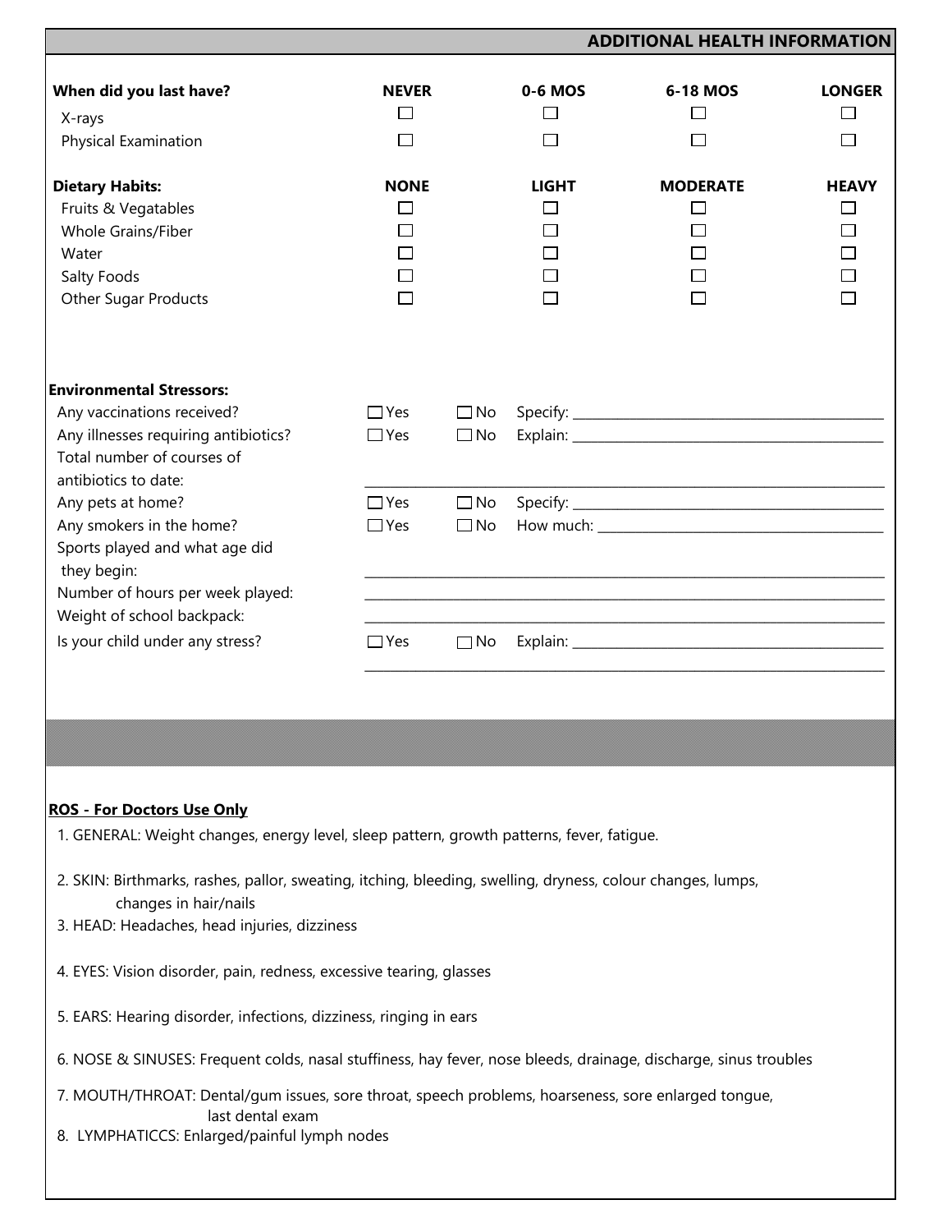## ADDITIONAL HEALTH INFORMATION

| When did you last have? | NEVER | 0-6 MOS | 6-18 MOS | LONGER |
|---|---|---|---|---|
| X-rays | ☐ | ☐ | ☐ | ☐ |
| Physical Examination | ☐ | ☐ | ☐ | ☐ |

| Dietary Habits: | NONE | LIGHT | MODERATE | HEAVY |
|---|---|---|---|---|
| Fruits & Vegatables | ☐ | ☐ | ☐ | ☐ |
| Whole Grains/Fiber | ☐ | ☐ | ☐ | ☐ |
| Water | ☐ | ☐ | ☐ | ☐ |
| Salty Foods | ☐ | ☐ | ☐ | ☐ |
| Other Sugar Products | ☐ | ☐ | ☐ | ☐ |

**Environmental Stressors:**

Any vaccinations received? ☐ Yes ☐ No Specify: ______________________

Any illnesses requiring antibiotics? ☐ Yes ☐ No Explain: ______________________

Total number of courses of antibiotics to date: ______________________

Any pets at home? ☐ Yes ☐ No Specify: ______________________

Any smokers in the home? ☐ Yes ☐ No How much: ______________________

Sports played and what age did they begin: ______________________

Number of hours per week played: ______________________

Weight of school backpack: ______________________

Is your child under any stress? ☐ Yes ☐ No Explain: ______________________

______________________

**ROS - For Doctors Use Only**

1. GENERAL: Weight changes, energy level, sleep pattern, growth patterns, fever, fatigue.
2. SKIN: Birthmarks, rashes, pallor, sweating, itching, bleeding, swelling, dryness, colour changes, lumps, changes in hair/nails
3. HEAD: Headaches, head injuries, dizziness
4. EYES: Vision disorder, pain, redness, excessive tearing, glasses
5. EARS: Hearing disorder, infections, dizziness, ringing in ears
6. NOSE & SINUSES: Frequent colds, nasal stuffiness, hay fever, nose bleeds, drainage, discharge, sinus troubles
7. MOUTH/THROAT: Dental/gum issues, sore throat, speech problems, hoarseness, sore enlarged tongue, last dental exam
8. LYMPHATICCS: Enlarged/painful lymph nodes